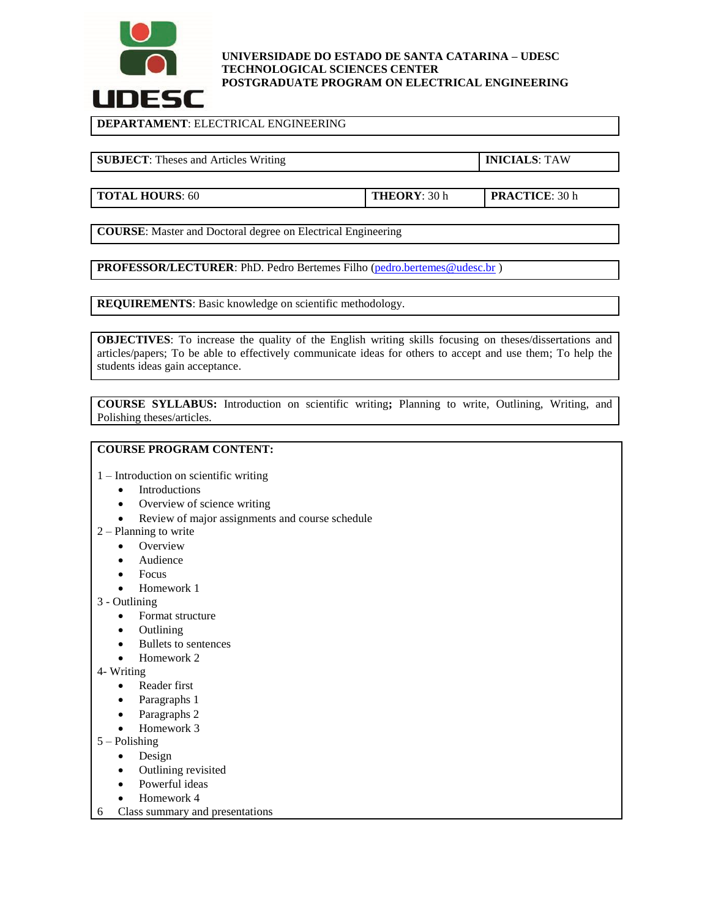**UNIVERSIDADE DO ESTADO DE SANTA CATARINA – UDESC**
**TECHNOLOGICAL SCIENCES CENTER**
**POSTGRADUATE PROGRAM ON ELECTRICAL ENGINEERING**

**DEPARTAMENT**: ELECTRICAL ENGINEERING

| **SUBJECT**: Theses and Articles Writing | **INICIALS**: TAW |
|---|---|

| **TOTAL HOURS**: 60 | **THEORY**: 30 h | **PRACTICE**: 30 h |
|---|---|---|

**COURSE**: Master and Doctoral degree on Electrical Engineering

**PROFESSOR/LECTURER**: PhD. Pedro Bertemes Filho (pedro.bertemes@udesc.br )

**REQUIREMENTS**: Basic knowledge on scientific methodology.

**OBJECTIVES**: To increase the quality of the English writing skills focusing on theses/dissertations and articles/papers; To be able to effectively communicate ideas for others to accept and use them; To help the students ideas gain acceptance.

**COURSE SYLLABUS:** Introduction on scientific writing**;** Planning to write, Outlining, Writing, and Polishing theses/articles.

**COURSE PROGRAM CONTENT:**

1 – Introduction on scientific writing
- Introductions
- Overview of science writing
- Review of major assignments and course schedule

2 – Planning to write
- Overview
- Audience
- Focus
- Homework 1

3 - Outlining
- Format structure
- Outlining
- Bullets to sentences
- Homework 2

4- Writing
- Reader first
- Paragraphs 1
- Paragraphs 2
- Homework 3

5 – Polishing
- Design
- Outlining revisited
- Powerful ideas
- Homework 4

6 Class summary and presentations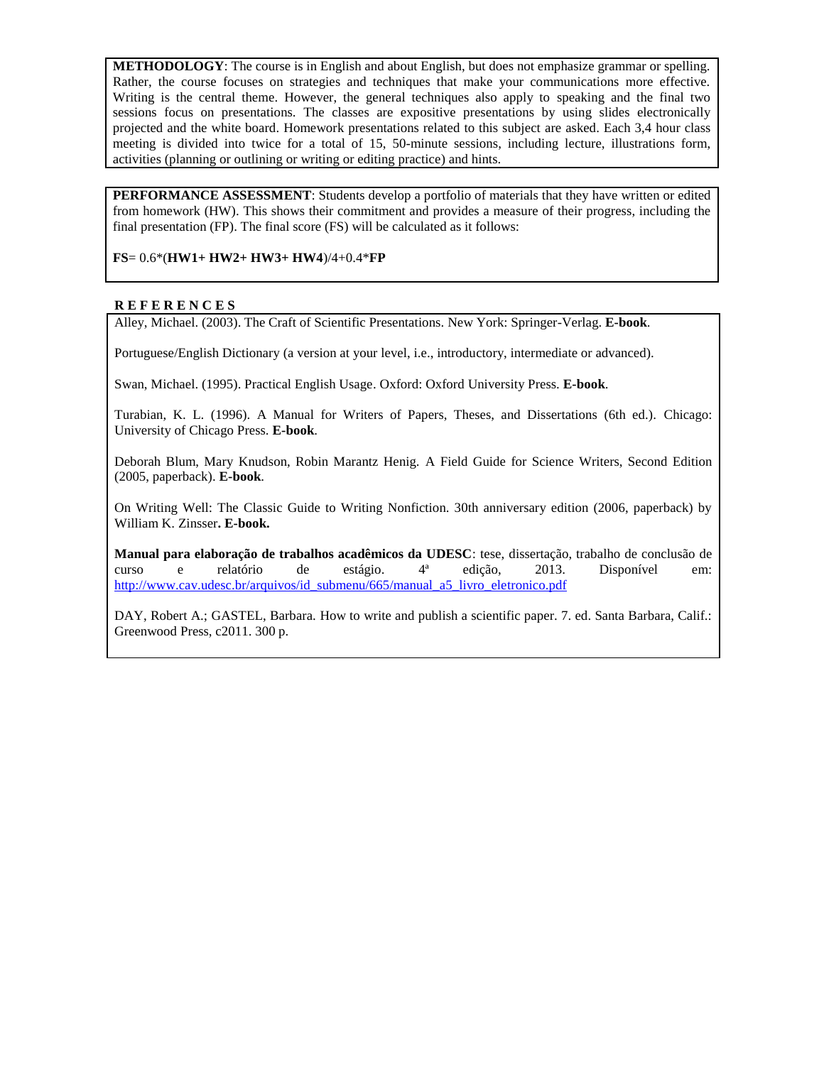**METHODOLOGY**: The course is in English and about English, but does not emphasize grammar or spelling. Rather, the course focuses on strategies and techniques that make your communications more effective. Writing is the central theme. However, the general techniques also apply to speaking and the final two sessions focus on presentations. The classes are expositive presentations by using slides electronically projected and the white board. Homework presentations related to this subject are asked. Each 3,4 hour class meeting is divided into twice for a total of 15, 50-minute sessions, including lecture, illustrations form, activities (planning or outlining or writing or editing practice) and hints.

**PERFORMANCE ASSESSMENT**: Students develop a portfolio of materials that they have written or edited from homework (HW). This shows their commitment and provides a measure of their progress, including the final presentation (FP). The final score (FS) will be calculated as it follows:

**FS**= 0.6*(**HW1+ HW2+ HW3+ HW4**)/4+0.4***FP**

**R E F E R E N C E S**

Alley, Michael. (2003). The Craft of Scientific Presentations. New York: Springer-Verlag. **E-book**.

Portuguese/English Dictionary (a version at your level, i.e., introductory, intermediate or advanced).

Swan, Michael. (1995). Practical English Usage. Oxford: Oxford University Press. **E-book**.

Turabian, K. L. (1996). A Manual for Writers of Papers, Theses, and Dissertations (6th ed.). Chicago: University of Chicago Press. **E-book**.

Deborah Blum, Mary Knudson, Robin Marantz Henig. A Field Guide for Science Writers, Second Edition (2005, paperback). **E-book**.

On Writing Well: The Classic Guide to Writing Nonfiction. 30th anniversary edition (2006, paperback) by William K. Zinsser**. E-book.**

**Manual para elaboração de trabalhos acadêmicos da UDESC**: tese, dissertação, trabalho de conclusão de curso e relatório de estágio. 4ª edição, 2013. Disponível em: http://www.cav.udesc.br/arquivos/id_submenu/665/manual_a5_livro_eletronico.pdf

DAY, Robert A.; GASTEL, Barbara. How to write and publish a scientific paper. 7. ed. Santa Barbara, Calif.: Greenwood Press, c2011. 300 p.